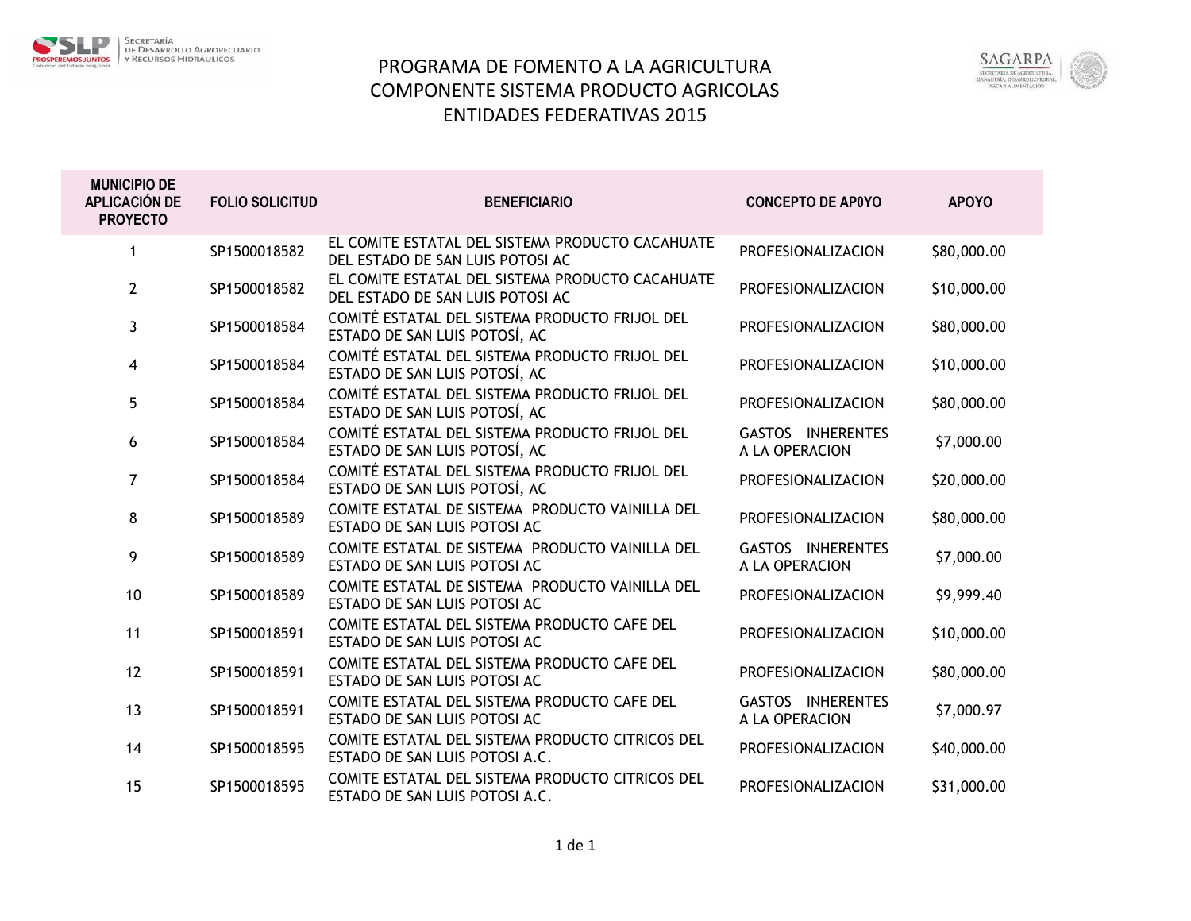# PROGRAMA DE FOMENTO A LA AGRICULTURA
## COMPONENTE SISTEMA PRODUCTO AGRICOLAS
## ENTIDADES FEDERATIVAS 2015

| MUNICIPIO DE APLICACIÓN DE PROYECTO | FOLIO SOLICITUD | BENEFICIARIO | CONCEPTO DE AP0YO | APOYO |
|---|---|---|---|---|
| 1 | SP1500018582 | EL COMITE ESTATAL DEL SISTEMA PRODUCTO CACAHUATE DEL ESTADO DE SAN LUIS POTOSI AC | PROFESIONALIZACION | $80,000.00 |
| 2 | SP1500018582 | EL COMITE ESTATAL DEL SISTEMA PRODUCTO CACAHUATE DEL ESTADO DE SAN LUIS POTOSI AC | PROFESIONALIZACION | $10,000.00 |
| 3 | SP1500018584 | COMITÉ ESTATAL DEL SISTEMA PRODUCTO FRIJOL DEL ESTADO DE SAN LUIS POTOSÍ, AC | PROFESIONALIZACION | $80,000.00 |
| 4 | SP1500018584 | COMITÉ ESTATAL DEL SISTEMA PRODUCTO FRIJOL DEL ESTADO DE SAN LUIS POTOSÍ, AC | PROFESIONALIZACION | $10,000.00 |
| 5 | SP1500018584 | COMITÉ ESTATAL DEL SISTEMA PRODUCTO FRIJOL DEL ESTADO DE SAN LUIS POTOSÍ, AC | PROFESIONALIZACION | $80,000.00 |
| 6 | SP1500018584 | COMITÉ ESTATAL DEL SISTEMA PRODUCTO FRIJOL DEL ESTADO DE SAN LUIS POTOSÍ, AC | GASTOS INHERENTES A LA OPERACION | $7,000.00 |
| 7 | SP1500018584 | COMITÉ ESTATAL DEL SISTEMA PRODUCTO FRIJOL DEL ESTADO DE SAN LUIS POTOSÍ, AC | PROFESIONALIZACION | $20,000.00 |
| 8 | SP1500018589 | COMITE ESTATAL DE SISTEMA PRODUCTO VAINILLA DEL ESTADO DE SAN LUIS POTOSI AC | PROFESIONALIZACION | $80,000.00 |
| 9 | SP1500018589 | COMITE ESTATAL DE SISTEMA PRODUCTO VAINILLA DEL ESTADO DE SAN LUIS POTOSI AC | GASTOS INHERENTES A LA OPERACION | $7,000.00 |
| 10 | SP1500018589 | COMITE ESTATAL DE SISTEMA PRODUCTO VAINILLA DEL ESTADO DE SAN LUIS POTOSI AC | PROFESIONALIZACION | $9,999.40 |
| 11 | SP1500018591 | COMITE ESTATAL DEL SISTEMA PRODUCTO CAFE DEL ESTADO DE SAN LUIS POTOSI AC | PROFESIONALIZACION | $10,000.00 |
| 12 | SP1500018591 | COMITE ESTATAL DEL SISTEMA PRODUCTO CAFE DEL ESTADO DE SAN LUIS POTOSI AC | PROFESIONALIZACION | $80,000.00 |
| 13 | SP1500018591 | COMITE ESTATAL DEL SISTEMA PRODUCTO CAFE DEL ESTADO DE SAN LUIS POTOSI AC | GASTOS INHERENTES A LA OPERACION | $7,000.97 |
| 14 | SP1500018595 | COMITE ESTATAL DEL SISTEMA PRODUCTO CITRICOS DEL ESTADO DE SAN LUIS POTOSI A.C. | PROFESIONALIZACION | $40,000.00 |
| 15 | SP1500018595 | COMITE ESTATAL DEL SISTEMA PRODUCTO CITRICOS DEL ESTADO DE SAN LUIS POTOSI A.C. | PROFESIONALIZACION | $31,000.00 |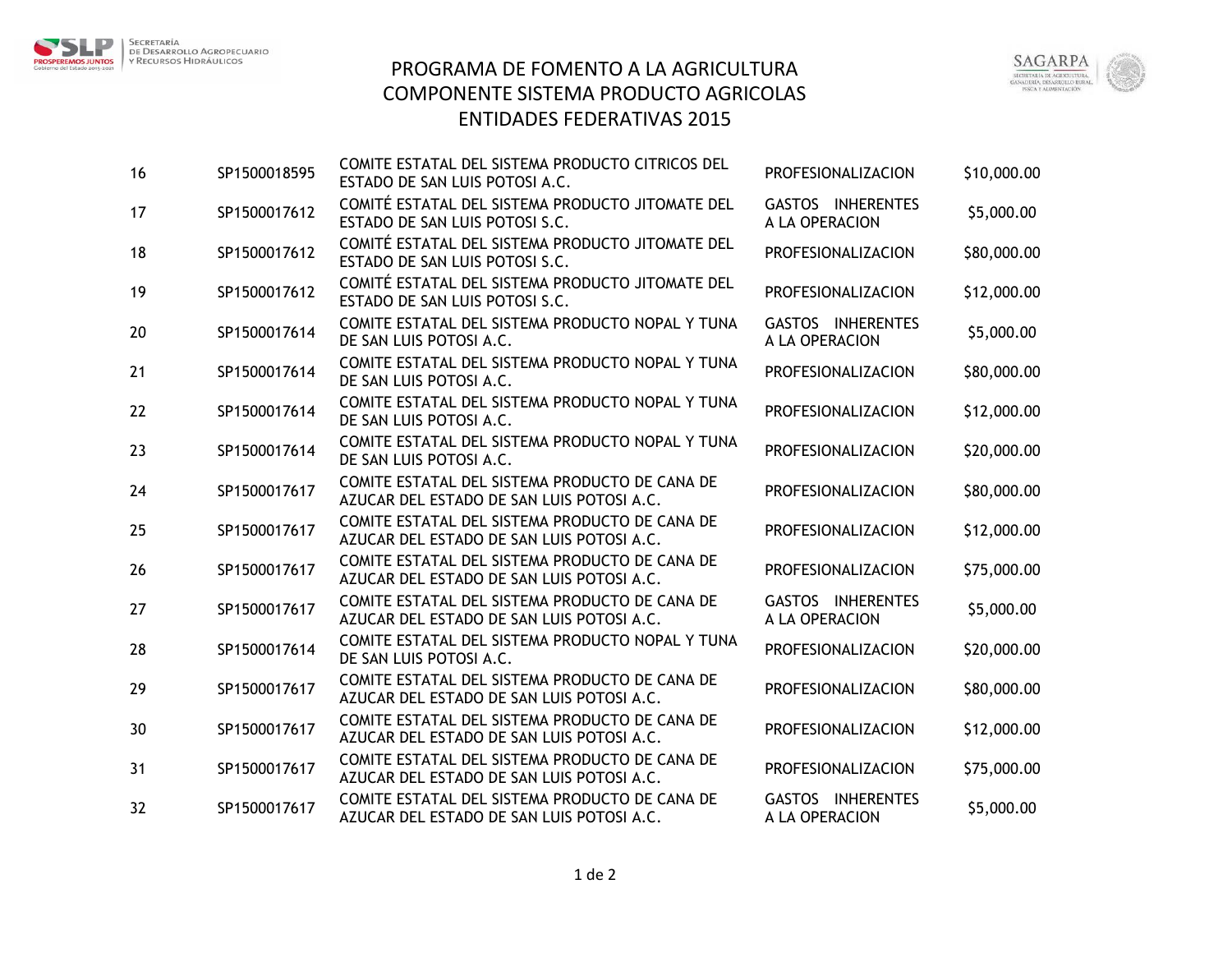# PROGRAMA DE FOMENTO A LA AGRICULTURA
## COMPONENTE SISTEMA PRODUCTO AGRICOLAS
## ENTIDADES FEDERATIVAS 2015

| | | | | |
|---|---|---|---|---|
| 16 | SP1500018595 | COMITE ESTATAL DEL SISTEMA PRODUCTO CITRICOS DEL ESTADO DE SAN LUIS POTOSI A.C. | PROFESIONALIZACION | $10,000.00 |
| 17 | SP1500017612 | COMITÉ ESTATAL DEL SISTEMA PRODUCTO JITOMATE DEL ESTADO DE SAN LUIS POTOSI S.C. | GASTOS INHERENTES A LA OPERACION | $5,000.00 |
| 18 | SP1500017612 | COMITÉ ESTATAL DEL SISTEMA PRODUCTO JITOMATE DEL ESTADO DE SAN LUIS POTOSI S.C. | PROFESIONALIZACION | $80,000.00 |
| 19 | SP1500017612 | COMITÉ ESTATAL DEL SISTEMA PRODUCTO JITOMATE DEL ESTADO DE SAN LUIS POTOSI S.C. | PROFESIONALIZACION | $12,000.00 |
| 20 | SP1500017614 | COMITE ESTATAL DEL SISTEMA PRODUCTO NOPAL Y TUNA DE SAN LUIS POTOSI A.C. | GASTOS INHERENTES A LA OPERACION | $5,000.00 |
| 21 | SP1500017614 | COMITE ESTATAL DEL SISTEMA PRODUCTO NOPAL Y TUNA DE SAN LUIS POTOSI A.C. | PROFESIONALIZACION | $80,000.00 |
| 22 | SP1500017614 | COMITE ESTATAL DEL SISTEMA PRODUCTO NOPAL Y TUNA DE SAN LUIS POTOSI A.C. | PROFESIONALIZACION | $12,000.00 |
| 23 | SP1500017614 | COMITE ESTATAL DEL SISTEMA PRODUCTO NOPAL Y TUNA DE SAN LUIS POTOSI A.C. | PROFESIONALIZACION | $20,000.00 |
| 24 | SP1500017617 | COMITE ESTATAL DEL SISTEMA PRODUCTO DE CANA DE AZUCAR DEL ESTADO DE SAN LUIS POTOSI A.C. | PROFESIONALIZACION | $80,000.00 |
| 25 | SP1500017617 | COMITE ESTATAL DEL SISTEMA PRODUCTO DE CANA DE AZUCAR DEL ESTADO DE SAN LUIS POTOSI A.C. | PROFESIONALIZACION | $12,000.00 |
| 26 | SP1500017617 | COMITE ESTATAL DEL SISTEMA PRODUCTO DE CANA DE AZUCAR DEL ESTADO DE SAN LUIS POTOSI A.C. | PROFESIONALIZACION | $75,000.00 |
| 27 | SP1500017617 | COMITE ESTATAL DEL SISTEMA PRODUCTO DE CANA DE AZUCAR DEL ESTADO DE SAN LUIS POTOSI A.C. | GASTOS INHERENTES A LA OPERACION | $5,000.00 |
| 28 | SP1500017614 | COMITE ESTATAL DEL SISTEMA PRODUCTO NOPAL Y TUNA DE SAN LUIS POTOSI A.C. | PROFESIONALIZACION | $20,000.00 |
| 29 | SP1500017617 | COMITE ESTATAL DEL SISTEMA PRODUCTO DE CANA DE AZUCAR DEL ESTADO DE SAN LUIS POTOSI A.C. | PROFESIONALIZACION | $80,000.00 |
| 30 | SP1500017617 | COMITE ESTATAL DEL SISTEMA PRODUCTO DE CANA DE AZUCAR DEL ESTADO DE SAN LUIS POTOSI A.C. | PROFESIONALIZACION | $12,000.00 |
| 31 | SP1500017617 | COMITE ESTATAL DEL SISTEMA PRODUCTO DE CANA DE AZUCAR DEL ESTADO DE SAN LUIS POTOSI A.C. | PROFESIONALIZACION | $75,000.00 |
| 32 | SP1500017617 | COMITE ESTATAL DEL SISTEMA PRODUCTO DE CANA DE AZUCAR DEL ESTADO DE SAN LUIS POTOSI A.C. | GASTOS INHERENTES A LA OPERACION | $5,000.00 |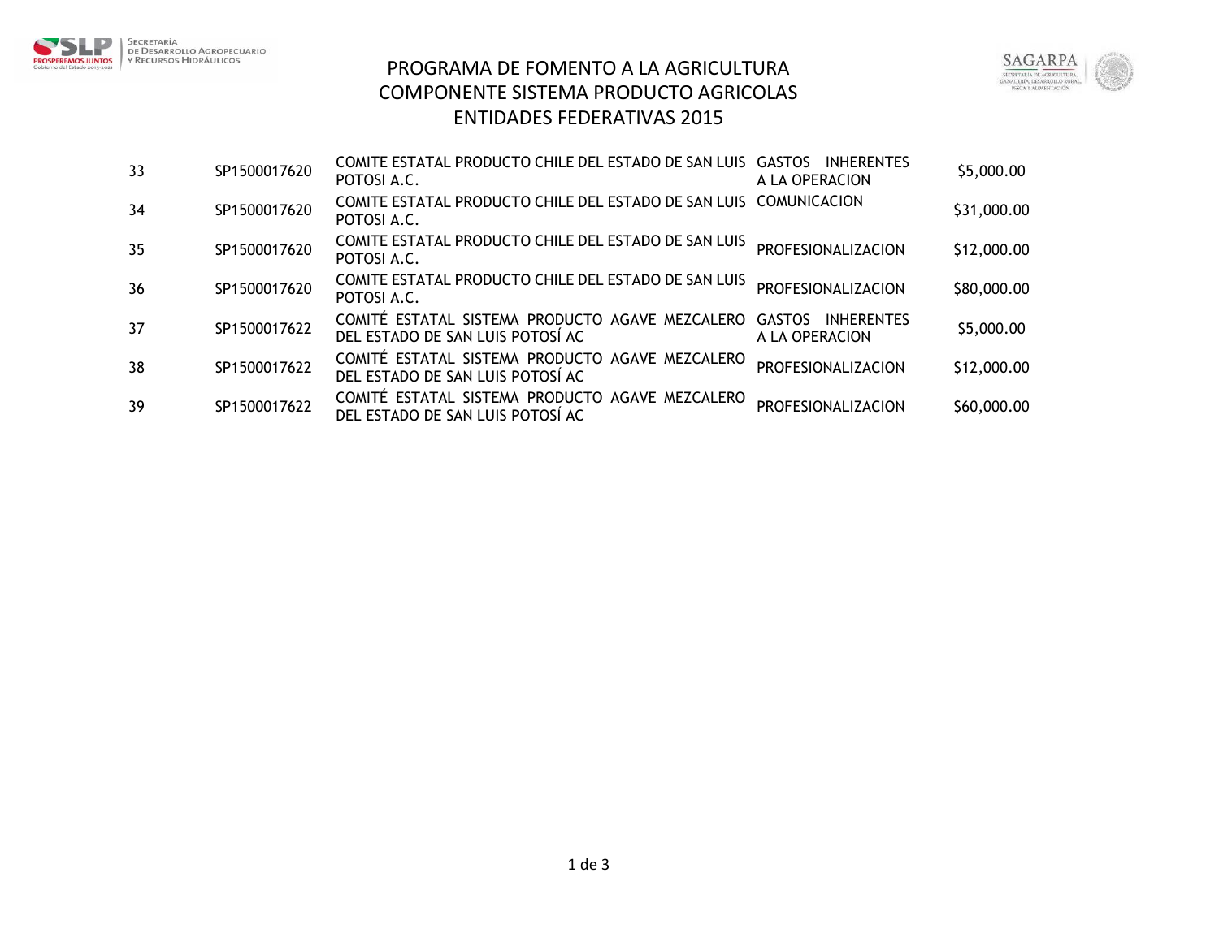# PROGRAMA DE FOMENTO A LA AGRICULTURA
# COMPONENTE SISTEMA PRODUCTO AGRICOLAS
# ENTIDADES FEDERATIVAS 2015

| | | | | |
|---|---|---|---|---|
| 33 | SP1500017620 | COMITE ESTATAL PRODUCTO CHILE DEL ESTADO DE SAN LUIS POTOSI A.C. | GASTOS INHERENTES A LA OPERACION | $5,000.00 |
| 34 | SP1500017620 | COMITE ESTATAL PRODUCTO CHILE DEL ESTADO DE SAN LUIS POTOSI A.C. | COMUNICACION | $31,000.00 |
| 35 | SP1500017620 | COMITE ESTATAL PRODUCTO CHILE DEL ESTADO DE SAN LUIS POTOSI A.C. | PROFESIONALIZACION | $12,000.00 |
| 36 | SP1500017620 | COMITE ESTATAL PRODUCTO CHILE DEL ESTADO DE SAN LUIS POTOSI A.C. | PROFESIONALIZACION | $80,000.00 |
| 37 | SP1500017622 | COMITÉ ESTATAL SISTEMA PRODUCTO AGAVE MEZCALERO DEL ESTADO DE SAN LUIS POTOSÍ AC | GASTOS INHERENTES A LA OPERACION | $5,000.00 |
| 38 | SP1500017622 | COMITÉ ESTATAL SISTEMA PRODUCTO AGAVE MEZCALERO DEL ESTADO DE SAN LUIS POTOSÍ AC | PROFESIONALIZACION | $12,000.00 |
| 39 | SP1500017622 | COMITÉ ESTATAL SISTEMA PRODUCTO AGAVE MEZCALERO DEL ESTADO DE SAN LUIS POTOSÍ AC | PROFESIONALIZACION | $60,000.00 |